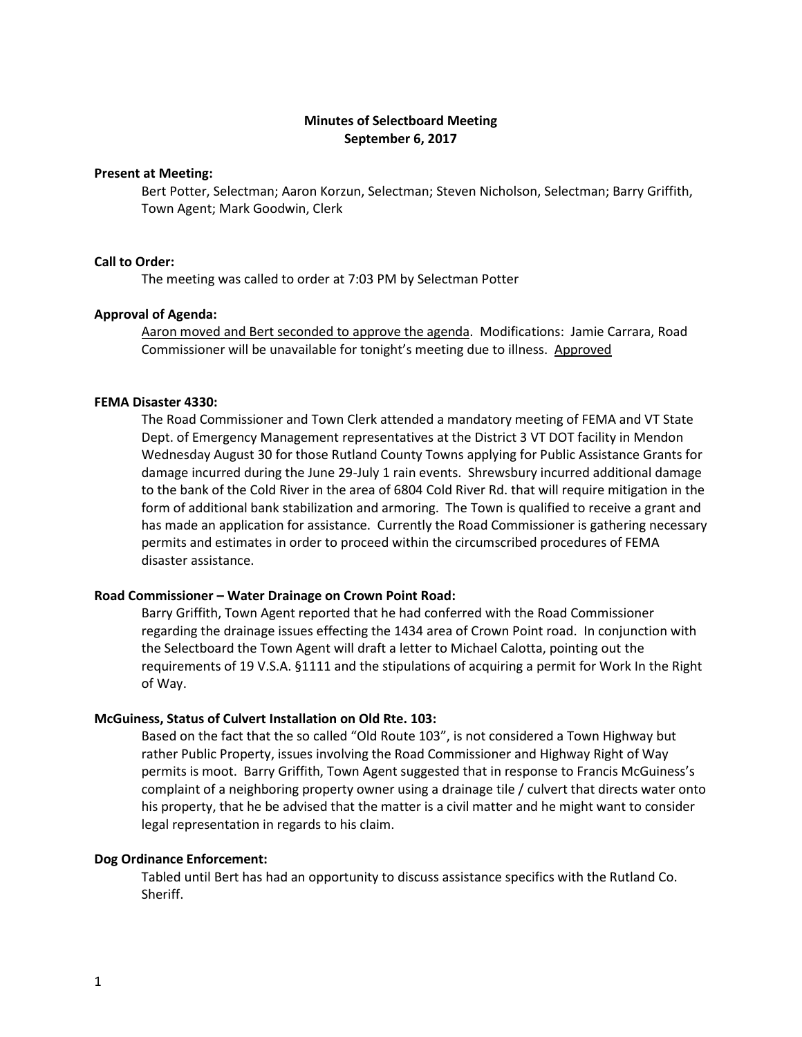# Minutes of Selectboard Meeting
## September 6, 2017

**Present at Meeting:**

Bert Potter, Selectman; Aaron Korzun, Selectman; Steven Nicholson, Selectman; Barry Griffith, Town Agent; Mark Goodwin, Clerk

**Call to Order:**

The meeting was called to order at 7:03 PM by Selectman Potter

**Approval of Agenda:**

<u>Aaron moved and Bert seconded to approve the agenda</u>. Modifications: Jamie Carrara, Road Commissioner will be unavailable for tonight's meeting due to illness. <u>Approved</u>

**FEMA Disaster 4330:**

The Road Commissioner and Town Clerk attended a mandatory meeting of FEMA and VT State Dept. of Emergency Management representatives at the District 3 VT DOT facility in Mendon Wednesday August 30 for those Rutland County Towns applying for Public Assistance Grants for damage incurred during the June 29-July 1 rain events. Shrewsbury incurred additional damage to the bank of the Cold River in the area of 6804 Cold River Rd. that will require mitigation in the form of additional bank stabilization and armoring. The Town is qualified to receive a grant and has made an application for assistance. Currently the Road Commissioner is gathering necessary permits and estimates in order to proceed within the circumscribed procedures of FEMA disaster assistance.

**Road Commissioner – Water Drainage on Crown Point Road:**

Barry Griffith, Town Agent reported that he had conferred with the Road Commissioner regarding the drainage issues effecting the 1434 area of Crown Point road. In conjunction with the Selectboard the Town Agent will draft a letter to Michael Calotta, pointing out the requirements of 19 V.S.A. §1111 and the stipulations of acquiring a permit for Work In the Right of Way.

**McGuiness, Status of Culvert Installation on Old Rte. 103:**

Based on the fact that the so called "Old Route 103", is not considered a Town Highway but rather Public Property, issues involving the Road Commissioner and Highway Right of Way permits is moot. Barry Griffith, Town Agent suggested that in response to Francis McGuiness's complaint of a neighboring property owner using a drainage tile / culvert that directs water onto his property, that he be advised that the matter is a civil matter and he might want to consider legal representation in regards to his claim.

**Dog Ordinance Enforcement:**

Tabled until Bert has had an opportunity to discuss assistance specifics with the Rutland Co. Sheriff.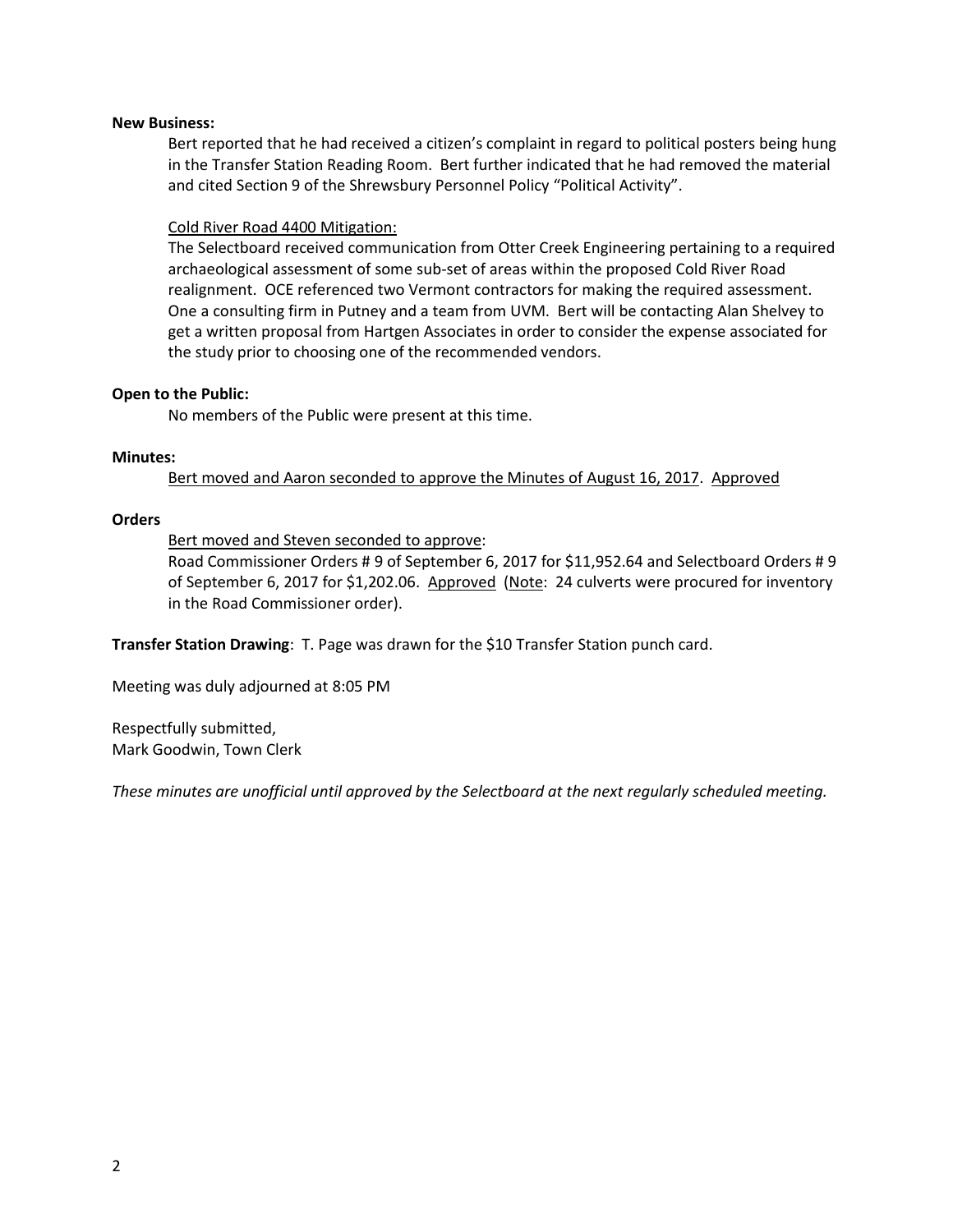**New Business:**

Bert reported that he had received a citizen's complaint in regard to political posters being hung in the Transfer Station Reading Room. Bert further indicated that he had removed the material and cited Section 9 of the Shrewsbury Personnel Policy "Political Activity".

Cold River Road 4400 Mitigation:

The Selectboard received communication from Otter Creek Engineering pertaining to a required archaeological assessment of some sub-set of areas within the proposed Cold River Road realignment. OCE referenced two Vermont contractors for making the required assessment. One a consulting firm in Putney and a team from UVM. Bert will be contacting Alan Shelvey to get a written proposal from Hartgen Associates in order to consider the expense associated for the study prior to choosing one of the recommended vendors.

**Open to the Public:**

No members of the Public were present at this time.

**Minutes:**

Bert moved and Aaron seconded to approve the Minutes of August 16, 2017. Approved

**Orders**

Bert moved and Steven seconded to approve:

Road Commissioner Orders # 9 of September 6, 2017 for $11,952.64 and Selectboard Orders # 9 of September 6, 2017 for $1,202.06. Approved (Note: 24 culverts were procured for inventory in the Road Commissioner order).

**Transfer Station Drawing**: T. Page was drawn for the $10 Transfer Station punch card.

Meeting was duly adjourned at 8:05 PM

Respectfully submitted,
Mark Goodwin, Town Clerk

*These minutes are unofficial until approved by the Selectboard at the next regularly scheduled meeting.*